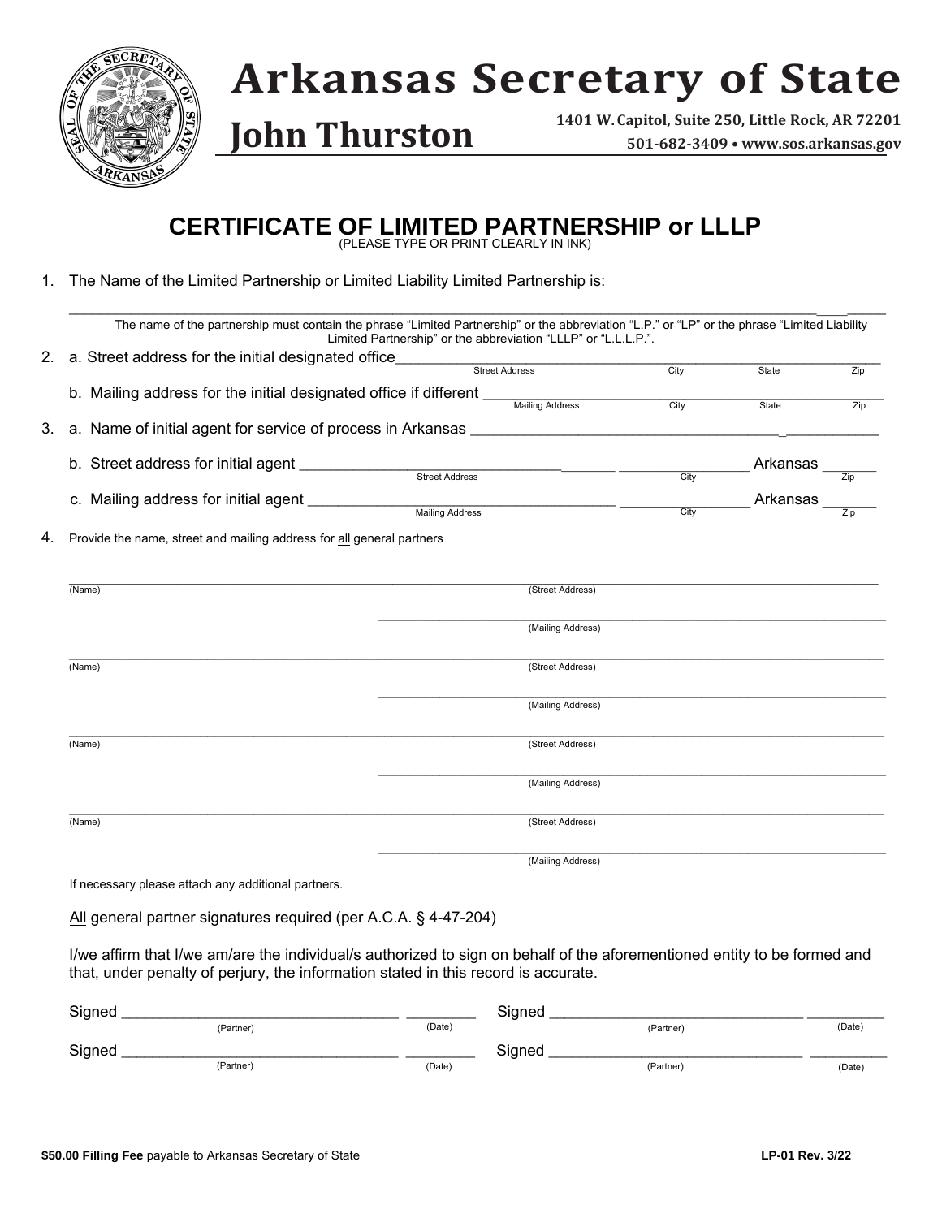# Arkansas Secretary of State

## John Thurston

**1401 W. Capitol, Suite 250, Little Rock, AR 72201**
**501-682-3409 • www.sos.arkansas.gov**

## CERTIFICATE OF LIMITED PARTNERSHIP or LLLP

(PLEASE TYPE OR PRINT CLEARLY IN INK)

1. The Name of the Limited Partnership or Limited Liability Limited Partnership is:

_______________________________________________________________________________

The name of the partnership must contain the phrase "Limited Partnership" or the abbreviation "L.P." or "LP" or the phrase "Limited Liability Limited Partnership" or the abbreviation "LLLP" or "L.L.L.P.".

2. a. Street address for the initial designated office ______________________________________
   Street Address — City — State — Zip

   b. Mailing address for the initial designated office if different ___________________________
   Mailing Address — City — State — Zip

3. a. Name of initial agent for service of process in Arkansas ___________________________________

   b. Street address for initial agent ______________________________ ________________ Arkansas _______
   Street Address — City — Zip

   c. Mailing address for initial agent ______________________________ ________________ Arkansas _______
   Mailing Address — City — Zip

4. Provide the name, street and mailing address for all general partners

| (Name) | (Street Address) / (Mailing Address) |
|---|---|
| ______________________ | ______________________ |
| | ______________________ |
| ______________________ | ______________________ |
| | ______________________ |
| ______________________ | ______________________ |
| | ______________________ |
| ______________________ | ______________________ |
| | ______________________ |

If necessary please attach any additional partners.

All general partner signatures required (per A.C.A. § 4-47-204)

I/we affirm that I/we am/are the individual/s authorized to sign on behalf of the aforementioned entity to be formed and that, under penalty of perjury, the information stated in this record is accurate.

Signed ______________________ (Partner) ________ (Date)　　Signed ______________________ (Partner) ________ (Date)

Signed ______________________ (Partner) ________ (Date)　　Signed ______________________ (Partner) ________ (Date)

**$50.00 Filling Fee** payable to Arkansas Secretary of State　　**LP-01 Rev. 3/22**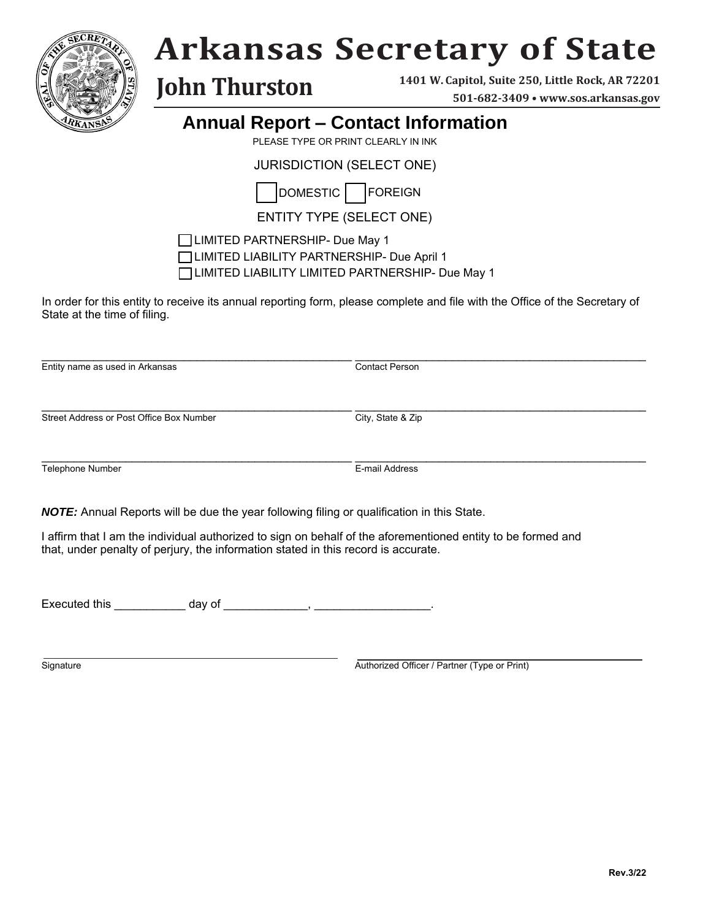# Arkansas Secretary of State

**John Thurston**

**1401 W. Capitol, Suite 250, Little Rock, AR 72201**

**501-682-3409 • www.sos.arkansas.gov**

## Annual Report – Contact Information

PLEASE TYPE OR PRINT CLEARLY IN INK

JURISDICTION (SELECT ONE)

☐ DOMESTIC ☐ FOREIGN

ENTITY TYPE (SELECT ONE)

☐ LIMITED PARTNERSHIP- Due May 1
☐ LIMITED LIABILITY PARTNERSHIP- Due April 1
☐ LIMITED LIABILITY LIMITED PARTNERSHIP- Due May 1

In order for this entity to receive its annual reporting form, please complete and file with the Office of the Secretary of State at the time of filing.

| | |
|---|---|
| ______________________________ | ______________________________ |
| Entity name as used in Arkansas | Contact Person |
| ______________________________ | ______________________________ |
| Street Address or Post Office Box Number | City, State & Zip |
| ______________________________ | ______________________________ |
| Telephone Number | E-mail Address |

***NOTE:*** Annual Reports will be due the year following filing or qualification in this State.

I affirm that I am the individual authorized to sign on behalf of the aforementioned entity to be formed and that, under penalty of perjury, the information stated in this record is accurate.

Executed this ___________ day of _____________, _________________.

| | |
|---|---|
| ______________________________ | ______________________________ |
| Signature | Authorized Officer / Partner (Type or Print) |

**Rev.3/22**